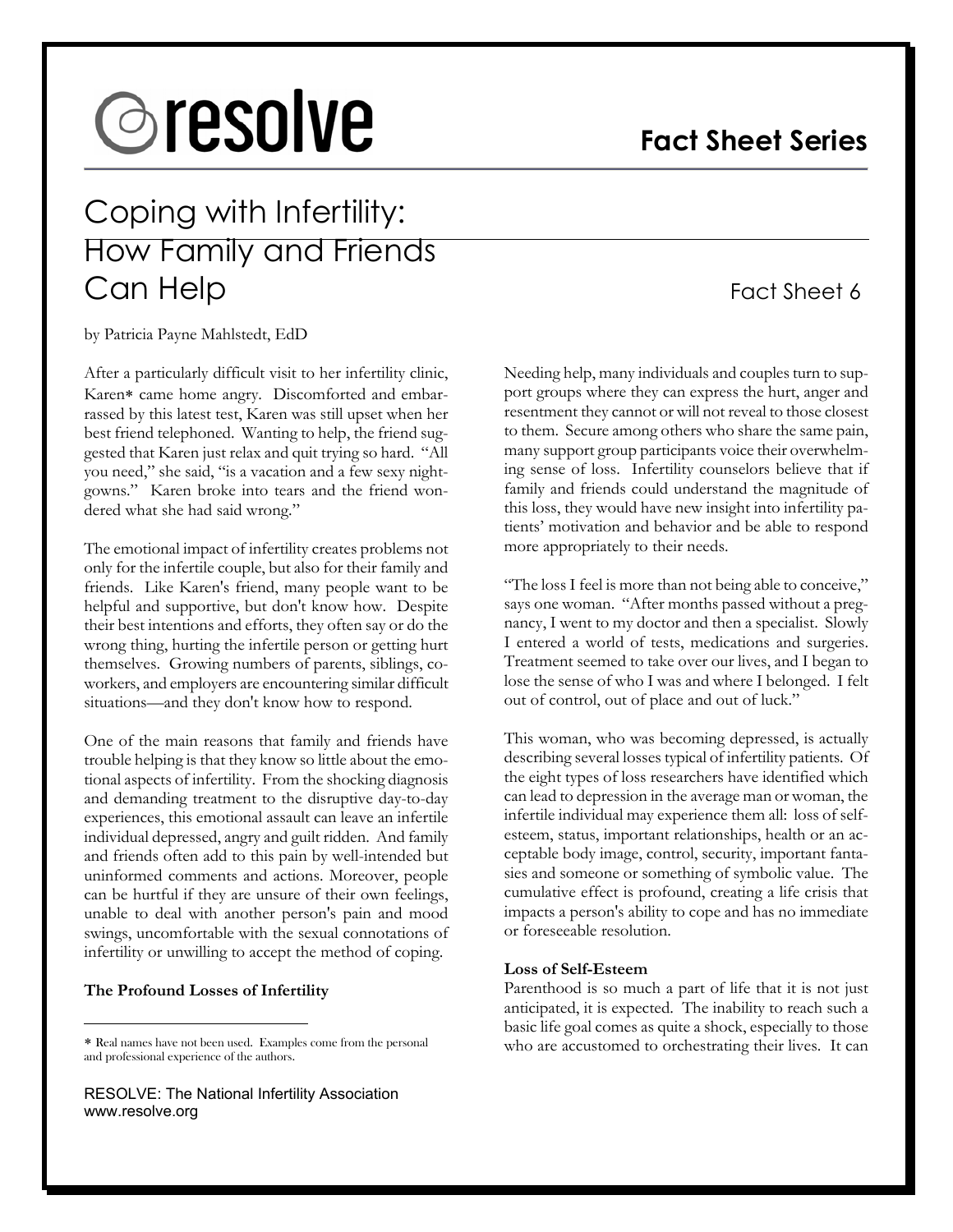# resolve

**Fact Sheet Series**

## Coping with Infertility: How Family and Friends Can Help

Fact Sheet 6

by Patricia Payne Mahlstedt, EdD

After a particularly difficult visit to her infertility clinic, Karen* came home angry. Discomforted and embarrassed by this latest test, Karen was still upset when her best friend telephoned. Wanting to help, the friend suggested that Karen just relax and quit trying so hard. "All you need," she said, "is a vacation and a few sexy nightgowns." Karen broke into tears and the friend wondered what she had said wrong."

The emotional impact of infertility creates problems not only for the infertile couple, but also for their family and friends. Like Karen's friend, many people want to be helpful and supportive, but don't know how. Despite their best intentions and efforts, they often say or do the wrong thing, hurting the infertile person or getting hurt themselves. Growing numbers of parents, siblings, co-workers, and employers are encountering similar difficult situations—and they don't know how to respond.

One of the main reasons that family and friends have trouble helping is that they know so little about the emotional aspects of infertility. From the shocking diagnosis and demanding treatment to the disruptive day-to-day experiences, this emotional assault can leave an infertile individual depressed, angry and guilt ridden. And family and friends often add to this pain by well-intended but uninformed comments and actions. Moreover, people can be hurtful if they are unsure of their own feelings, unable to deal with another person's pain and mood swings, uncomfortable with the sexual connotations of infertility or unwilling to accept the method of coping.

**The Profound Losses of Infertility**

Needing help, many individuals and couples turn to support groups where they can express the hurt, anger and resentment they cannot or will not reveal to those closest to them. Secure among others who share the same pain, many support group participants voice their overwhelming sense of loss. Infertility counselors believe that if family and friends could understand the magnitude of this loss, they would have new insight into infertility patients' motivation and behavior and be able to respond more appropriately to their needs.

"The loss I feel is more than not being able to conceive," says one woman. "After months passed without a pregnancy, I went to my doctor and then a specialist. Slowly I entered a world of tests, medications and surgeries. Treatment seemed to take over our lives, and I began to lose the sense of who I was and where I belonged. I felt out of control, out of place and out of luck."

This woman, who was becoming depressed, is actually describing several losses typical of infertility patients. Of the eight types of loss researchers have identified which can lead to depression in the average man or woman, the infertile individual may experience them all: loss of self-esteem, status, important relationships, health or an acceptable body image, control, security, important fantasies and someone or something of symbolic value. The cumulative effect is profound, creating a life crisis that impacts a person's ability to cope and has no immediate or foreseeable resolution.

**Loss of Self-Esteem**

Parenthood is so much a part of life that it is not just anticipated, it is expected. The inability to reach such a basic life goal comes as quite a shock, especially to those who are accustomed to orchestrating their lives. It can

* Real names have not been used. Examples come from the personal and professional experience of the authors.

RESOLVE: The National Infertility Association
www.resolve.org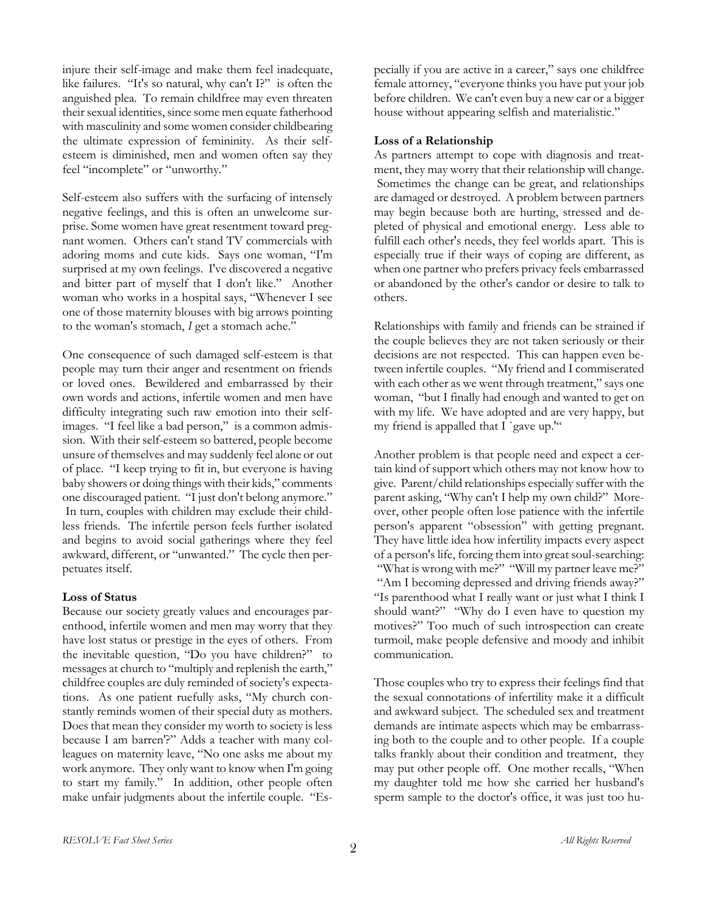injure their self-image and make them feel inadequate, like failures. "It's so natural, why can't I?" is often the anguished plea. To remain childfree may even threaten their sexual identities, since some men equate fatherhood with masculinity and some women consider childbearing the ultimate expression of femininity. As their self-esteem is diminished, men and women often say they feel "incomplete" or "unworthy."

Self-esteem also suffers with the surfacing of intensely negative feelings, and this is often an unwelcome surprise. Some women have great resentment toward pregnant women. Others can't stand TV commercials with adoring moms and cute kids. Says one woman, "I'm surprised at my own feelings. I've discovered a negative and bitter part of myself that I don't like." Another woman who works in a hospital says, "Whenever I see one of those maternity blouses with big arrows pointing to the woman's stomach, *I* get a stomach ache."

One consequence of such damaged self-esteem is that people may turn their anger and resentment on friends or loved ones. Bewildered and embarrassed by their own words and actions, infertile women and men have difficulty integrating such raw emotion into their self-images. "I feel like a bad person," is a common admission. With their self-esteem so battered, people become unsure of themselves and may suddenly feel alone or out of place. "I keep trying to fit in, but everyone is having baby showers or doing things with their kids," comments one discouraged patient. "I just don't belong anymore." In turn, couples with children may exclude their childless friends. The infertile person feels further isolated and begins to avoid social gatherings where they feel awkward, different, or "unwanted." The cycle then perpetuates itself.

**Loss of Status**

Because our society greatly values and encourages parenthood, infertile women and men may worry that they have lost status or prestige in the eyes of others. From the inevitable question, "Do you have children?" to messages at church to "multiply and replenish the earth," childfree couples are duly reminded of society's expectations. As one patient ruefully asks, "My church constantly reminds women of their special duty as mothers. Does that mean they consider my worth to society is less because I am barren'?" Adds a teacher with many colleagues on maternity leave, "No one asks me about my work anymore. They only want to know when I'm going to start my family." In addition, other people often make unfair judgments about the infertile couple. "Especially if you are active in a career," says one childfree female attorney, "everyone thinks you have put your job before children. We can't even buy a new car or a bigger house without appearing selfish and materialistic."

**Loss of a Relationship**

As partners attempt to cope with diagnosis and treatment, they may worry that their relationship will change. Sometimes the change can be great, and relationships are damaged or destroyed. A problem between partners may begin because both are hurting, stressed and depleted of physical and emotional energy. Less able to fulfill each other's needs, they feel worlds apart. This is especially true if their ways of coping are different, as when one partner who prefers privacy feels embarrassed or abandoned by the other's candor or desire to talk to others.

Relationships with family and friends can be strained if the couple believes they are not taken seriously or their decisions are not respected. This can happen even between infertile couples. "My friend and I commiserated with each other as we went through treatment," says one woman, "but I finally had enough and wanted to get on with my life. We have adopted and are very happy, but my friend is appalled that I `gave up.'"

Another problem is that people need and expect a certain kind of support which others may not know how to give. Parent/child relationships especially suffer with the parent asking, "Why can't I help my own child?" Moreover, other people often lose patience with the infertile person's apparent "obsession" with getting pregnant. They have little idea how infertility impacts every aspect of a person's life, forcing them into great soul-searching: "What is wrong with me?" "Will my partner leave me?" "Am I becoming depressed and driving friends away?" "Is parenthood what I really want or just what I think I should want?" "Why do I even have to question my motives?" Too much of such introspection can create turmoil, make people defensive and moody and inhibit communication.

Those couples who try to express their feelings find that the sexual connotations of infertility make it a difficult and awkward subject. The scheduled sex and treatment demands are intimate aspects which may be embarrassing both to the couple and to other people. If a couple talks frankly about their condition and treatment, they may put other people off. One mother recalls, "When my daughter told me how she carried her husband's sperm sample to the doctor's office, it was just too hu-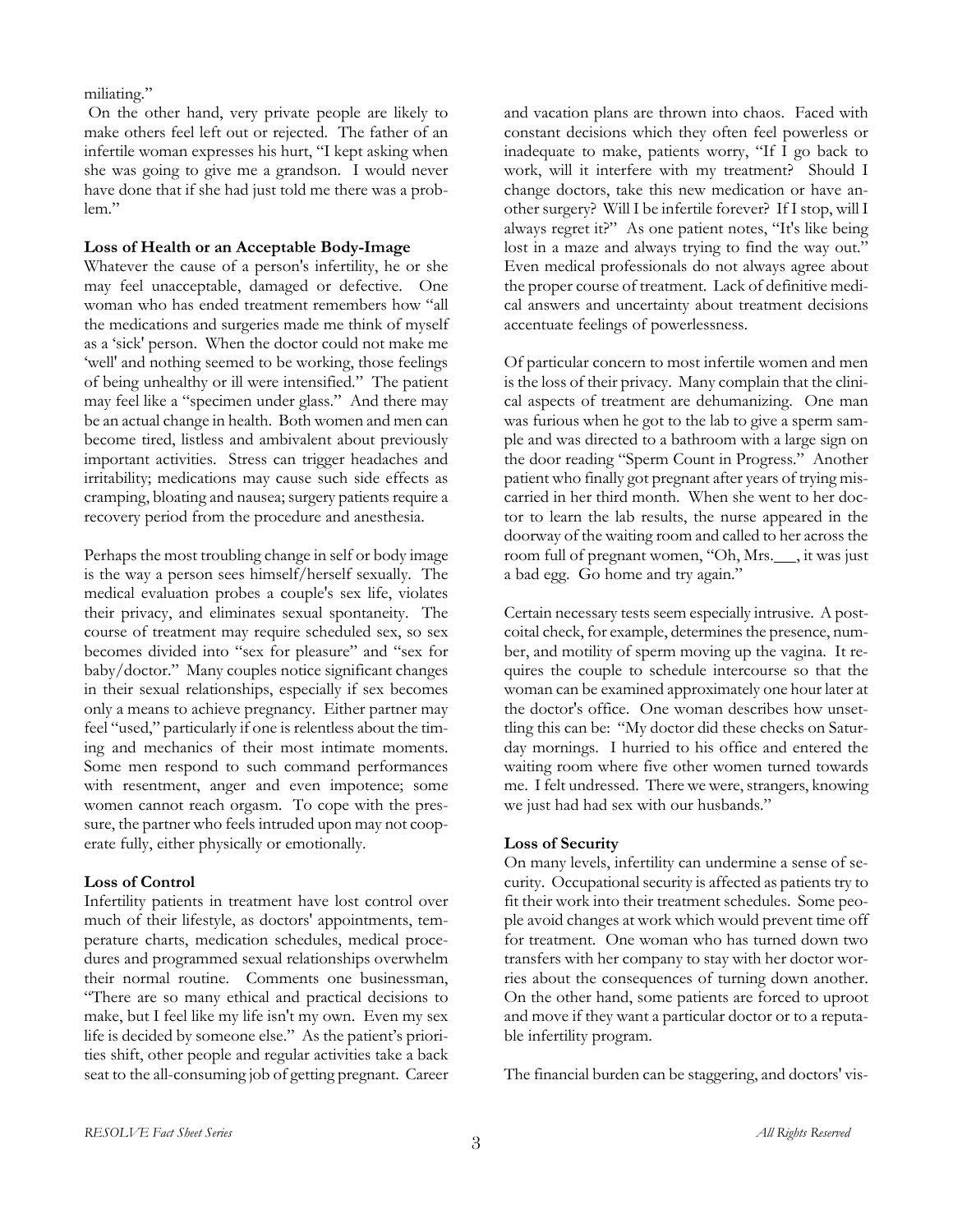miliating."

On the other hand, very private people are likely to make others feel left out or rejected. The father of an infertile woman expresses his hurt, "I kept asking when she was going to give me a grandson. I would never have done that if she had just told me there was a problem."

**Loss of Health or an Acceptable Body-Image**

Whatever the cause of a person's infertility, he or she may feel unacceptable, damaged or defective. One woman who has ended treatment remembers how "all the medications and surgeries made me think of myself as a 'sick' person. When the doctor could not make me 'well' and nothing seemed to be working, those feelings of being unhealthy or ill were intensified." The patient may feel like a "specimen under glass." And there may be an actual change in health. Both women and men can become tired, listless and ambivalent about previously important activities. Stress can trigger headaches and irritability; medications may cause such side effects as cramping, bloating and nausea; surgery patients require a recovery period from the procedure and anesthesia.

Perhaps the most troubling change in self or body image is the way a person sees himself/herself sexually. The medical evaluation probes a couple's sex life, violates their privacy, and eliminates sexual spontaneity. The course of treatment may require scheduled sex, so sex becomes divided into "sex for pleasure" and "sex for baby/doctor." Many couples notice significant changes in their sexual relationships, especially if sex becomes only a means to achieve pregnancy. Either partner may feel "used," particularly if one is relentless about the timing and mechanics of their most intimate moments. Some men respond to such command performances with resentment, anger and even impotence; some women cannot reach orgasm. To cope with the pressure, the partner who feels intruded upon may not cooperate fully, either physically or emotionally.

**Loss of Control**

Infertility patients in treatment have lost control over much of their lifestyle, as doctors' appointments, temperature charts, medication schedules, medical procedures and programmed sexual relationships overwhelm their normal routine. Comments one businessman, "There are so many ethical and practical decisions to make, but I feel like my life isn't my own. Even my sex life is decided by someone else." As the patient's priorities shift, other people and regular activities take a back seat to the all-consuming job of getting pregnant. Career and vacation plans are thrown into chaos. Faced with constant decisions which they often feel powerless or inadequate to make, patients worry, "If I go back to work, will it interfere with my treatment? Should I change doctors, take this new medication or have another surgery? Will I be infertile forever? If I stop, will I always regret it?" As one patient notes, "It's like being lost in a maze and always trying to find the way out." Even medical professionals do not always agree about the proper course of treatment. Lack of definitive medical answers and uncertainty about treatment decisions accentuate feelings of powerlessness.

Of particular concern to most infertile women and men is the loss of their privacy. Many complain that the clinical aspects of treatment are dehumanizing. One man was furious when he got to the lab to give a sperm sample and was directed to a bathroom with a large sign on the door reading "Sperm Count in Progress." Another patient who finally got pregnant after years of trying miscarried in her third month. When she went to her doctor to learn the lab results, the nurse appeared in the doorway of the waiting room and called to her across the room full of pregnant women, "Oh, Mrs.___, it was just a bad egg. Go home and try again."

Certain necessary tests seem especially intrusive. A post-coital check, for example, determines the presence, number, and motility of sperm moving up the vagina. It requires the couple to schedule intercourse so that the woman can be examined approximately one hour later at the doctor's office. One woman describes how unsettling this can be: "My doctor did these checks on Saturday mornings. I hurried to his office and entered the waiting room where five other women turned towards me. I felt undressed. There we were, strangers, knowing we just had had sex with our husbands."

**Loss of Security**

On many levels, infertility can undermine a sense of security. Occupational security is affected as patients try to fit their work into their treatment schedules. Some people avoid changes at work which would prevent time off for treatment. One woman who has turned down two transfers with her company to stay with her doctor worries about the consequences of turning down another. On the other hand, some patients are forced to uproot and move if they want a particular doctor or to a reputable infertility program.

The financial burden can be staggering, and doctors' vis-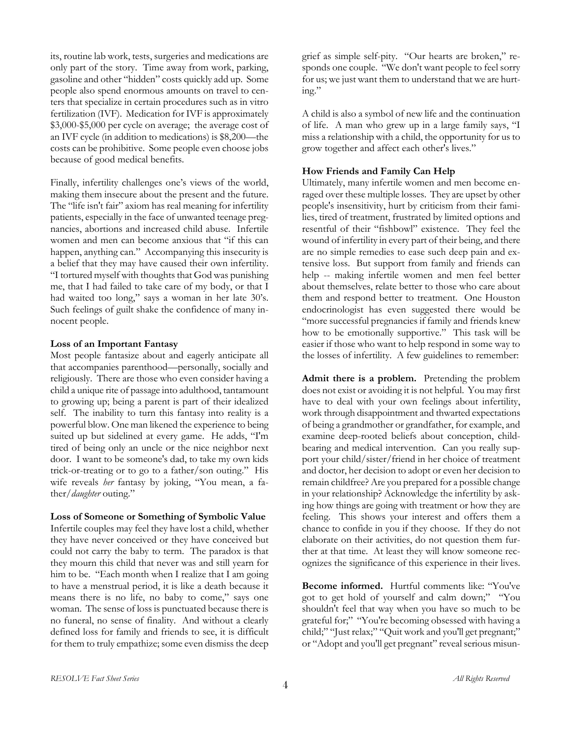its, routine lab work, tests, surgeries and medications are only part of the story. Time away from work, parking, gasoline and other "hidden" costs quickly add up. Some people also spend enormous amounts on travel to centers that specialize in certain procedures such as in vitro fertilization (IVF). Medication for IVF is approximately $3,000-$5,000 per cycle on average; the average cost of an IVF cycle (in addition to medications) is $8,200—the costs can be prohibitive. Some people even choose jobs because of good medical benefits.

Finally, infertility challenges one's views of the world, making them insecure about the present and the future. The "life isn't fair" axiom has real meaning for infertility patients, especially in the face of unwanted teenage pregnancies, abortions and increased child abuse. Infertile women and men can become anxious that "if this can happen, anything can." Accompanying this insecurity is a belief that they may have caused their own infertility. "I tortured myself with thoughts that God was punishing me, that I had failed to take care of my body, or that I had waited too long," says a woman in her late 30's. Such feelings of guilt shake the confidence of many innocent people.

**Loss of an Important Fantasy**

Most people fantasize about and eagerly anticipate all that accompanies parenthood—personally, socially and religiously. There are those who even consider having a child a unique rite of passage into adulthood, tantamount to growing up; being a parent is part of their idealized self. The inability to turn this fantasy into reality is a powerful blow. One man likened the experience to being suited up but sidelined at every game. He adds, "I'm tired of being only an uncle or the nice neighbor next door. I want to be someone's dad, to take my own kids trick-or-treating or to go to a father/son outing." His wife reveals *her* fantasy by joking, "You mean, a father/*daughter* outing."

**Loss of Someone or Something of Symbolic Value**

Infertile couples may feel they have lost a child, whether they have never conceived or they have conceived but could not carry the baby to term. The paradox is that they mourn this child that never was and still yearn for him to be. "Each month when I realize that I am going to have a menstrual period, it is like a death because it means there is no life, no baby to come," says one woman. The sense of loss is punctuated because there is no funeral, no sense of finality. And without a clearly defined loss for family and friends to see, it is difficult for them to truly empathize; some even dismiss the deep grief as simple self-pity. "Our hearts are broken," responds one couple. "We don't want people to feel sorry for us; we just want them to understand that we are hurting."

A child is also a symbol of new life and the continuation of life. A man who grew up in a large family says, "I miss a relationship with a child, the opportunity for us to grow together and affect each other's lives."

**How Friends and Family Can Help**

Ultimately, many infertile women and men become enraged over these multiple losses. They are upset by other people's insensitivity, hurt by criticism from their families, tired of treatment, frustrated by limited options and resentful of their "fishbowl" existence. They feel the wound of infertility in every part of their being, and there are no simple remedies to ease such deep pain and extensive loss. But support from family and friends can help -- making infertile women and men feel better about themselves, relate better to those who care about them and respond better to treatment. One Houston endocrinologist has even suggested there would be "more successful pregnancies if family and friends knew how to be emotionally supportive." This task will be easier if those who want to help respond in some way to the losses of infertility. A few guidelines to remember:

**Admit there is a problem.** Pretending the problem does not exist or avoiding it is not helpful. You may first have to deal with your own feelings about infertility, work through disappointment and thwarted expectations of being a grandmother or grandfather, for example, and examine deep-rooted beliefs about conception, childbearing and medical intervention. Can you really support your child/sister/friend in her choice of treatment and doctor, her decision to adopt or even her decision to remain childfree? Are you prepared for a possible change in your relationship? Acknowledge the infertility by asking how things are going with treatment or how they are feeling. This shows your interest and offers them a chance to confide in you if they choose. If they do not elaborate on their activities, do not question them further at that time. At least they will know someone recognizes the significance of this experience in their lives.

**Become informed.** Hurtful comments like: "You've got to get hold of yourself and calm down;" "You shouldn't feel that way when you have so much to be grateful for;" "You're becoming obsessed with having a child;" "Just relax;" "Quit work and you'll get pregnant;" or "Adopt and you'll get pregnant" reveal serious misun-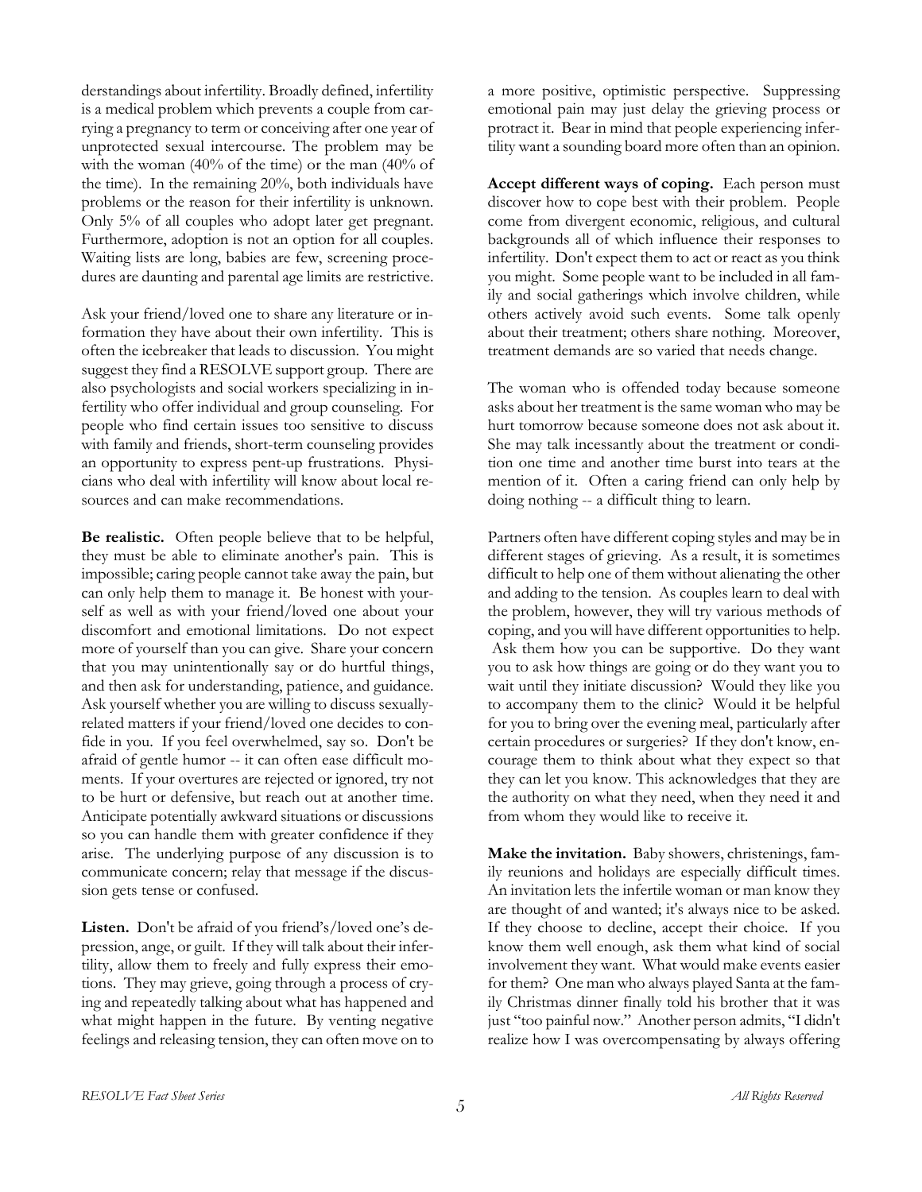derstandings about infertility. Broadly defined, infertility is a medical problem which prevents a couple from carrying a pregnancy to term or conceiving after one year of unprotected sexual intercourse. The problem may be with the woman (40% of the time) or the man (40% of the time). In the remaining 20%, both individuals have problems or the reason for their infertility is unknown. Only 5% of all couples who adopt later get pregnant. Furthermore, adoption is not an option for all couples. Waiting lists are long, babies are few, screening procedures are daunting and parental age limits are restrictive.

Ask your friend/loved one to share any literature or information they have about their own infertility. This is often the icebreaker that leads to discussion. You might suggest they find a RESOLVE support group. There are also psychologists and social workers specializing in infertility who offer individual and group counseling. For people who find certain issues too sensitive to discuss with family and friends, short-term counseling provides an opportunity to express pent-up frustrations. Physicians who deal with infertility will know about local resources and can make recommendations.

**Be realistic.** Often people believe that to be helpful, they must be able to eliminate another's pain. This is impossible; caring people cannot take away the pain, but can only help them to manage it. Be honest with yourself as well as with your friend/loved one about your discomfort and emotional limitations. Do not expect more of yourself than you can give. Share your concern that you may unintentionally say or do hurtful things, and then ask for understanding, patience, and guidance. Ask yourself whether you are willing to discuss sexually-related matters if your friend/loved one decides to confide in you. If you feel overwhelmed, say so. Don't be afraid of gentle humor -- it can often ease difficult moments. If your overtures are rejected or ignored, try not to be hurt or defensive, but reach out at another time. Anticipate potentially awkward situations or discussions so you can handle them with greater confidence if they arise. The underlying purpose of any discussion is to communicate concern; relay that message if the discussion gets tense or confused.

**Listen.** Don't be afraid of you friend's/loved one's depression, ange, or guilt. If they will talk about their infertility, allow them to freely and fully express their emotions. They may grieve, going through a process of crying and repeatedly talking about what has happened and what might happen in the future. By venting negative feelings and releasing tension, they can often move on to a more positive, optimistic perspective. Suppressing emotional pain may just delay the grieving process or protract it. Bear in mind that people experiencing infertility want a sounding board more often than an opinion.

**Accept different ways of coping.** Each person must discover how to cope best with their problem. People come from divergent economic, religious, and cultural backgrounds all of which influence their responses to infertility. Don't expect them to act or react as you think you might. Some people want to be included in all family and social gatherings which involve children, while others actively avoid such events. Some talk openly about their treatment; others share nothing. Moreover, treatment demands are so varied that needs change.

The woman who is offended today because someone asks about her treatment is the same woman who may be hurt tomorrow because someone does not ask about it. She may talk incessantly about the treatment or condition one time and another time burst into tears at the mention of it. Often a caring friend can only help by doing nothing -- a difficult thing to learn.

Partners often have different coping styles and may be in different stages of grieving. As a result, it is sometimes difficult to help one of them without alienating the other and adding to the tension. As couples learn to deal with the problem, however, they will try various methods of coping, and you will have different opportunities to help. Ask them how you can be supportive. Do they want you to ask how things are going or do they want you to wait until they initiate discussion? Would they like you to accompany them to the clinic? Would it be helpful for you to bring over the evening meal, particularly after certain procedures or surgeries? If they don't know, encourage them to think about what they expect so that they can let you know. This acknowledges that they are the authority on what they need, when they need it and from whom they would like to receive it.

**Make the invitation.** Baby showers, christenings, family reunions and holidays are especially difficult times. An invitation lets the infertile woman or man know they are thought of and wanted; it's always nice to be asked. If they choose to decline, accept their choice. If you know them well enough, ask them what kind of social involvement they want. What would make events easier for them? One man who always played Santa at the family Christmas dinner finally told his brother that it was just "too painful now." Another person admits, "I didn't realize how I was overcompensating by always offering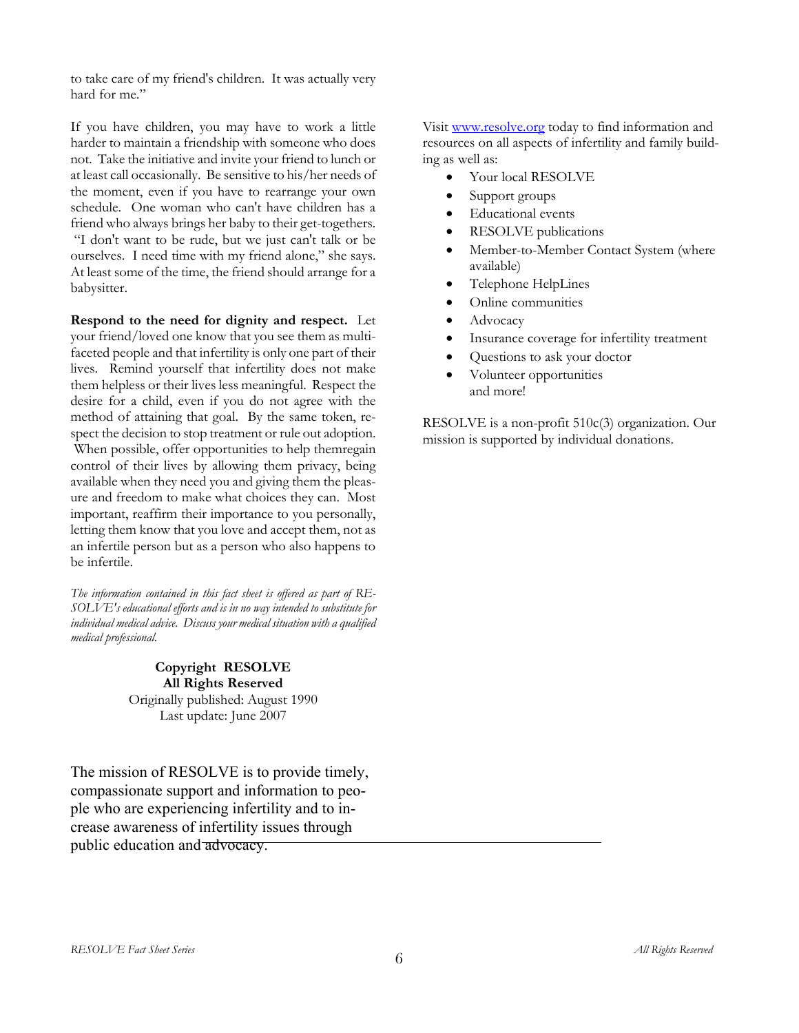to take care of my friend's children. It was actually very hard for me."

If you have children, you may have to work a little harder to maintain a friendship with someone who does not. Take the initiative and invite your friend to lunch or at least call occasionally. Be sensitive to his/her needs of the moment, even if you have to rearrange your own schedule. One woman who can't have children has a friend who always brings her baby to their get-togethers. "I don't want to be rude, but we just can't talk or be ourselves. I need time with my friend alone," she says. At least some of the time, the friend should arrange for a babysitter.

**Respond to the need for dignity and respect.** Let your friend/loved one know that you see them as multi-faceted people and that infertility is only one part of their lives. Remind yourself that infertility does not make them helpless or their lives less meaningful. Respect the desire for a child, even if you do not agree with the method of attaining that goal. By the same token, respect the decision to stop treatment or rule out adoption. When possible, offer opportunities to help themregain control of their lives by allowing them privacy, being available when they need you and giving them the pleasure and freedom to make what choices they can. Most important, reaffirm their importance to you personally, letting them know that you love and accept them, not as an infertile person but as a person who also happens to be infertile.

*The information contained in this fact sheet is offered as part of RESOLVE's educational efforts and is in no way intended to substitute for individual medical advice. Discuss your medical situation with a qualified medical professional.*

**Copyright RESOLVE**
**All Rights Reserved**
Originally published: August 1990
Last update: June 2007

The mission of RESOLVE is to provide timely, compassionate support and information to people who are experiencing infertility and to increase awareness of infertility issues through public education and advocacy.

Visit www.resolve.org today to find information and resources on all aspects of infertility and family building as well as:

- Your local RESOLVE
- Support groups
- Educational events
- RESOLVE publications
- Member-to-Member Contact System (where available)
- Telephone HelpLines
- Online communities
- Advocacy
- Insurance coverage for infertility treatment
- Questions to ask your doctor
- Volunteer opportunities
  and more!

RESOLVE is a non-profit 510c(3) organization. Our mission is supported by individual donations.